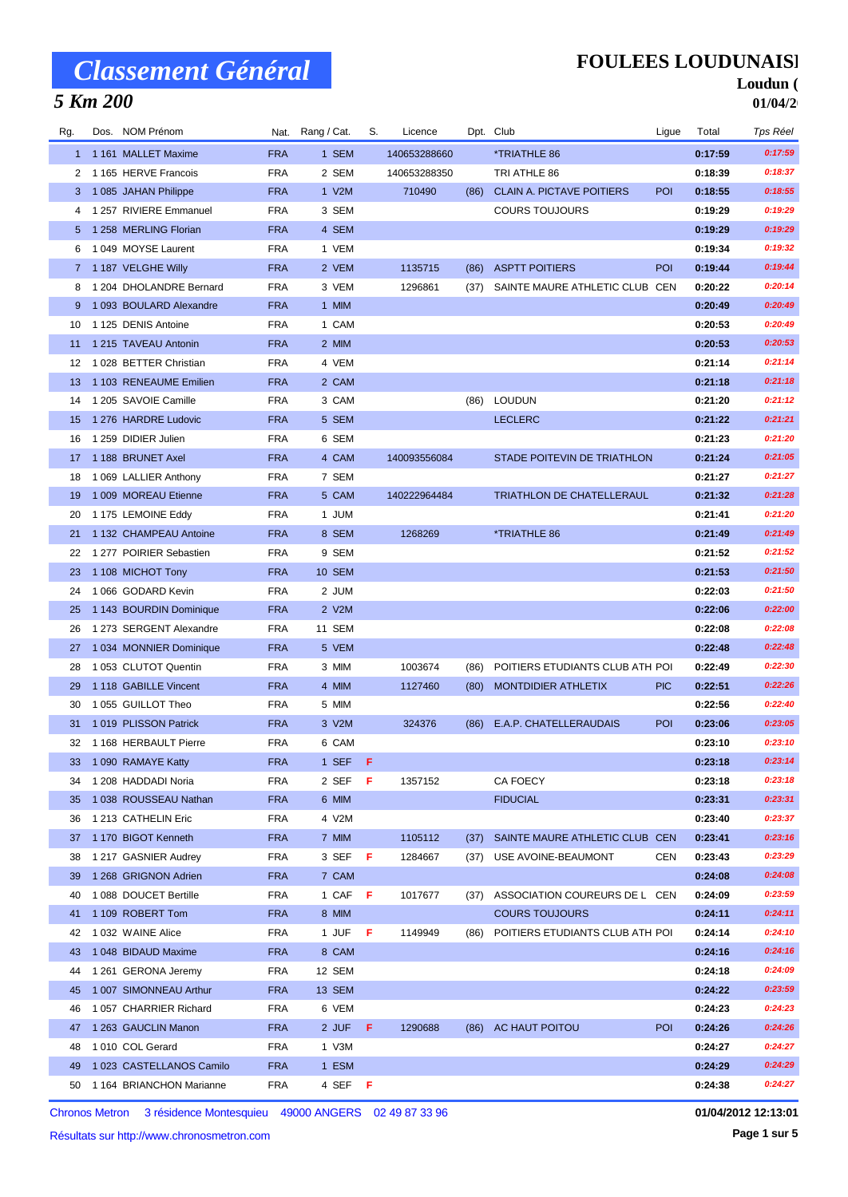# Classement Général

## 5 Km 200

**FOULEES LOUDUNAISI**
**Loudun (**
**01/04/2**

| Rg. | Dos. | NOM Prénom | Nat. | Rang / Cat. | S. | Licence | Dpt. | Club | Ligue | Total | Tps Réel |
|---|---|---|---|---|---|---|---|---|---|---|---|
| 1 | 1 161 | MALLET Maxime | FRA | 1 SEM | | 140653288660 | | *TRIATHLE 86 | | 0:17:59 | 0:17:59 |
| 2 | 1 165 | HERVE Francois | FRA | 2 SEM | | 140653288350 | | TRI ATHLE 86 | | 0:18:39 | 0:18:37 |
| 3 | 1 085 | JAHAN Philippe | FRA | 1 V2M | | 710490 | (86) | CLAIN A. PICTAVE POITIERS | POI | 0:18:55 | 0:18:55 |
| 4 | 1 257 | RIVIERE Emmanuel | FRA | 3 SEM | | | | COURS TOUJOURS | | 0:19:29 | 0:19:29 |
| 5 | 1 258 | MERLING Florian | FRA | 4 SEM | | | | | | 0:19:29 | 0:19:29 |
| 6 | 1 049 | MOYSE Laurent | FRA | 1 VEM | | | | | | 0:19:34 | 0:19:32 |
| 7 | 1 187 | VELGHE Willy | FRA | 2 VEM | | 1135715 | (86) | ASPTT POITIERS | POI | 0:19:44 | 0:19:44 |
| 8 | 1 204 | DHOLANDRE Bernard | FRA | 3 VEM | | 1296861 | (37) | SAINTE MAURE ATHLETIC CLUB | CEN | 0:20:22 | 0:20:14 |
| 9 | 1 093 | BOULARD Alexandre | FRA | 1 MIM | | | | | | 0:20:49 | 0:20:49 |
| 10 | 1 125 | DENIS Antoine | FRA | 1 CAM | | | | | | 0:20:53 | 0:20:49 |
| 11 | 1 215 | TAVEAU Antonin | FRA | 2 MIM | | | | | | 0:20:53 | 0:20:53 |
| 12 | 1 028 | BETTER Christian | FRA | 4 VEM | | | | | | 0:21:14 | 0:21:14 |
| 13 | 1 103 | RENEAUME Emilien | FRA | 2 CAM | | | | | | 0:21:18 | 0:21:18 |
| 14 | 1 205 | SAVOIE Camille | FRA | 3 CAM | | | (86) | LOUDUN | | 0:21:20 | 0:21:12 |
| 15 | 1 276 | HARDRE Ludovic | FRA | 5 SEM | | | | LECLERC | | 0:21:22 | 0:21:21 |
| 16 | 1 259 | DIDIER Julien | FRA | 6 SEM | | | | | | 0:21:23 | 0:21:20 |
| 17 | 1 188 | BRUNET Axel | FRA | 4 CAM | | 140093556084 | | STADE POITEVIN DE TRIATHLON | | 0:21:24 | 0:21:05 |
| 18 | 1 069 | LALLIER Anthony | FRA | 7 SEM | | | | | | 0:21:27 | 0:21:27 |
| 19 | 1 009 | MOREAU Etienne | FRA | 5 CAM | | 140222964484 | | TRIATHLON DE CHATELLERAUL | | 0:21:32 | 0:21:28 |
| 20 | 1 175 | LEMOINE Eddy | FRA | 1 JUM | | | | | | 0:21:41 | 0:21:20 |
| 21 | 1 132 | CHAMPEAU Antoine | FRA | 8 SEM | | 1268269 | | *TRIATHLE 86 | | 0:21:49 | 0:21:49 |
| 22 | 1 277 | POIRIER Sebastien | FRA | 9 SEM | | | | | | 0:21:52 | 0:21:52 |
| 23 | 1 108 | MICHOT Tony | FRA | 10 SEM | | | | | | 0:21:53 | 0:21:50 |
| 24 | 1 066 | GODARD Kevin | FRA | 2 JUM | | | | | | 0:22:03 | 0:21:50 |
| 25 | 1 143 | BOURDIN Dominique | FRA | 2 V2M | | | | | | 0:22:06 | 0:22:00 |
| 26 | 1 273 | SERGENT Alexandre | FRA | 11 SEM | | | | | | 0:22:08 | 0:22:08 |
| 27 | 1 034 | MONNIER Dominique | FRA | 5 VEM | | | | | | 0:22:48 | 0:22:48 |
| 28 | 1 053 | CLUTOT Quentin | FRA | 3 MIM | | 1003674 | (86) | POITIERS ETUDIANTS CLUB ATH | POI | 0:22:49 | 0:22:30 |
| 29 | 1 118 | GABILLE Vincent | FRA | 4 MIM | | 1127460 | (80) | MONTDIDIER ATHLETIX | PIC | 0:22:51 | 0:22:26 |
| 30 | 1 055 | GUILLOT Theo | FRA | 5 MIM | | | | | | 0:22:56 | 0:22:40 |
| 31 | 1 019 | PLISSON Patrick | FRA | 3 V2M | | 324376 | (86) | E.A.P. CHATELLERAUDAIS | POI | 0:23:06 | 0:23:05 |
| 32 | 1 168 | HERBAULT Pierre | FRA | 6 CAM | | | | | | 0:23:10 | 0:23:10 |
| 33 | 1 090 | RAMAYE Katty | FRA | 1 SEF | F | | | | | 0:23:18 | 0:23:14 |
| 34 | 1 208 | HADDADI Noria | FRA | 2 SEF | F | 1357152 | | CA FOECY | | 0:23:18 | 0:23:18 |
| 35 | 1 038 | ROUSSEAU Nathan | FRA | 6 MIM | | | | FIDUCIAL | | 0:23:31 | 0:23:31 |
| 36 | 1 213 | CATHELIN Eric | FRA | 4 V2M | | | | | | 0:23:40 | 0:23:37 |
| 37 | 1 170 | BIGOT Kenneth | FRA | 7 MIM | | 1105112 | (37) | SAINTE MAURE ATHLETIC CLUB | CEN | 0:23:41 | 0:23:16 |
| 38 | 1 217 | GASNIER Audrey | FRA | 3 SEF | F | 1284667 | (37) | USE AVOINE-BEAUMONT | CEN | 0:23:43 | 0:23:29 |
| 39 | 1 268 | GRIGNON Adrien | FRA | 7 CAM | | | | | | 0:24:08 | 0:24:08 |
| 40 | 1 088 | DOUCET Bertille | FRA | 1 CAF | F | 1017677 | (37) | ASSOCIATION COUREURS DE L | CEN | 0:24:09 | 0:23:59 |
| 41 | 1 109 | ROBERT Tom | FRA | 8 MIM | | | | COURS TOUJOURS | | 0:24:11 | 0:24:11 |
| 42 | 1 032 | WAINE Alice | FRA | 1 JUF | F | 1149949 | (86) | POITIERS ETUDIANTS CLUB ATH | POI | 0:24:14 | 0:24:10 |
| 43 | 1 048 | BIDAUD Maxime | FRA | 8 CAM | | | | | | 0:24:16 | 0:24:16 |
| 44 | 1 261 | GERONA Jeremy | FRA | 12 SEM | | | | | | 0:24:18 | 0:24:09 |
| 45 | 1 007 | SIMONNEAU Arthur | FRA | 13 SEM | | | | | | 0:24:22 | 0:23:59 |
| 46 | 1 057 | CHARRIER Richard | FRA | 6 VEM | | | | | | 0:24:23 | 0:24:23 |
| 47 | 1 263 | GAUCLIN Manon | FRA | 2 JUF | F | 1290688 | (86) | AC HAUT POITOU | POI | 0:24:26 | 0:24:26 |
| 48 | 1 010 | COL Gerard | FRA | 1 V3M | | | | | | 0:24:27 | 0:24:27 |
| 49 | 1 023 | CASTELLANOS Camilo | FRA | 1 ESM | | | | | | 0:24:29 | 0:24:29 |
| 50 | 1 164 | BRIANCHON Marianne | FRA | 4 SEF | F | | | | | 0:24:38 | 0:24:27 |

Chronos Metron 3 résidence Montesquieu 49000 ANGERS 02 49 87 33 96 — 01/04/2012 12:13:01

Résultats sur http://www.chronosmetron.com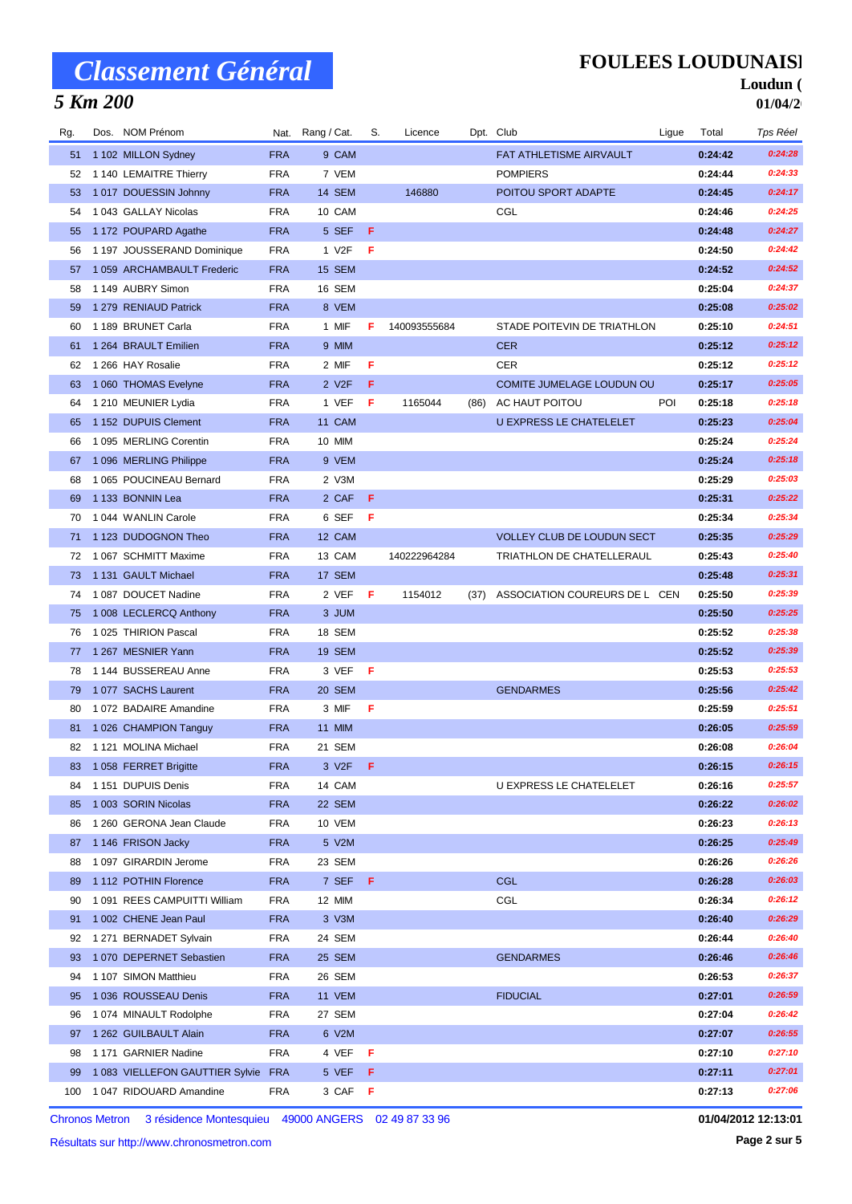# Classement Général

## 5 Km 200

**FOULEES LOUDUNAISI**

**Loudun (**

**01/04/2**

| Rg. | Dos. | NOM Prénom | Nat. | Rang / Cat. | S. | Licence | Dpt. | Club | Ligue | Total | Tps Réel |
|---|---|---|---|---|---|---|---|---|---|---|---|
| 51 | 1 102 | MILLON Sydney | FRA | 9 CAM | | | | FAT ATHLETISME AIRVAULT | | 0:24:42 | 0:24:28 |
| 52 | 1 140 | LEMAITRE Thierry | FRA | 7 VEM | | | | POMPIERS | | 0:24:44 | 0:24:33 |
| 53 | 1 017 | DOUESSIN Johnny | FRA | 14 SEM | | 146880 | | POITOU SPORT ADAPTE | | 0:24:45 | 0:24:17 |
| 54 | 1 043 | GALLAY Nicolas | FRA | 10 CAM | | | | CGL | | 0:24:46 | 0:24:25 |
| 55 | 1 172 | POUPARD Agathe | FRA | 5 SEF | F | | | | | 0:24:48 | 0:24:27 |
| 56 | 1 197 | JOUSSERAND Dominique | FRA | 1 V2F | F | | | | | 0:24:50 | 0:24:42 |
| 57 | 1 059 | ARCHAMBAULT Frederic | FRA | 15 SEM | | | | | | 0:24:52 | 0:24:52 |
| 58 | 1 149 | AUBRY Simon | FRA | 16 SEM | | | | | | 0:25:04 | 0:24:37 |
| 59 | 1 279 | RENIAUD Patrick | FRA | 8 VEM | | | | | | 0:25:08 | 0:25:02 |
| 60 | 1 189 | BRUNET Carla | FRA | 1 MIF | F | 140093555684 | | STADE POITEVIN DE TRIATHLON | | 0:25:10 | 0:24:51 |
| 61 | 1 264 | BRAULT Emilien | FRA | 9 MIM | | | | CER | | 0:25:12 | 0:25:12 |
| 62 | 1 266 | HAY Rosalie | FRA | 2 MIF | F | | | CER | | 0:25:12 | 0:25:12 |
| 63 | 1 060 | THOMAS Evelyne | FRA | 2 V2F | F | | | COMITE JUMELAGE LOUDUN OU | | 0:25:17 | 0:25:05 |
| 64 | 1 210 | MEUNIER Lydia | FRA | 1 VEF | F | 1165044 | (86) | AC HAUT POITOU | POI | 0:25:18 | 0:25:18 |
| 65 | 1 152 | DUPUIS Clement | FRA | 11 CAM | | | | U EXPRESS LE CHATELELET | | 0:25:23 | 0:25:04 |
| 66 | 1 095 | MERLING Corentin | FRA | 10 MIM | | | | | | 0:25:24 | 0:25:24 |
| 67 | 1 096 | MERLING Philippe | FRA | 9 VEM | | | | | | 0:25:24 | 0:25:18 |
| 68 | 1 065 | POUCINEAU Bernard | FRA | 2 V3M | | | | | | 0:25:29 | 0:25:03 |
| 69 | 1 133 | BONNIN Lea | FRA | 2 CAF | F | | | | | 0:25:31 | 0:25:22 |
| 70 | 1 044 | WANLIN Carole | FRA | 6 SEF | F | | | | | 0:25:34 | 0:25:34 |
| 71 | 1 123 | DUDOGNON Theo | FRA | 12 CAM | | | | VOLLEY CLUB DE LOUDUN SECT | | 0:25:35 | 0:25:29 |
| 72 | 1 067 | SCHMITT Maxime | FRA | 13 CAM | | 140222964284 | | TRIATHLON DE CHATELLERAUL | | 0:25:43 | 0:25:40 |
| 73 | 1 131 | GAULT Michael | FRA | 17 SEM | | | | | | 0:25:48 | 0:25:31 |
| 74 | 1 087 | DOUCET Nadine | FRA | 2 VEF | F | 1154012 | (37) | ASSOCIATION COUREURS DE L | CEN | 0:25:50 | 0:25:39 |
| 75 | 1 008 | LECLERCQ Anthony | FRA | 3 JUM | | | | | | 0:25:50 | 0:25:25 |
| 76 | 1 025 | THIRION Pascal | FRA | 18 SEM | | | | | | 0:25:52 | 0:25:38 |
| 77 | 1 267 | MESNIER Yann | FRA | 19 SEM | | | | | | 0:25:52 | 0:25:39 |
| 78 | 1 144 | BUSSEREAU Anne | FRA | 3 VEF | F | | | | | 0:25:53 | 0:25:53 |
| 79 | 1 077 | SACHS Laurent | FRA | 20 SEM | | | | GENDARMES | | 0:25:56 | 0:25:42 |
| 80 | 1 072 | BADAIRE Amandine | FRA | 3 MIF | F | | | | | 0:25:59 | 0:25:51 |
| 81 | 1 026 | CHAMPION Tanguy | FRA | 11 MIM | | | | | | 0:26:05 | 0:25:59 |
| 82 | 1 121 | MOLINA Michael | FRA | 21 SEM | | | | | | 0:26:08 | 0:26:04 |
| 83 | 1 058 | FERRET Brigitte | FRA | 3 V2F | F | | | | | 0:26:15 | 0:26:15 |
| 84 | 1 151 | DUPUIS Denis | FRA | 14 CAM | | | | U EXPRESS LE CHATELELET | | 0:26:16 | 0:25:57 |
| 85 | 1 003 | SORIN Nicolas | FRA | 22 SEM | | | | | | 0:26:22 | 0:26:02 |
| 86 | 1 260 | GERONA Jean Claude | FRA | 10 VEM | | | | | | 0:26:23 | 0:26:13 |
| 87 | 1 146 | FRISON Jacky | FRA | 5 V2M | | | | | | 0:26:25 | 0:25:49 |
| 88 | 1 097 | GIRARDIN Jerome | FRA | 23 SEM | | | | | | 0:26:26 | 0:26:26 |
| 89 | 1 112 | POTHIN Florence | FRA | 7 SEF | F | | | CGL | | 0:26:28 | 0:26:03 |
| 90 | 1 091 | REES CAMPUITTI William | FRA | 12 MIM | | | | CGL | | 0:26:34 | 0:26:12 |
| 91 | 1 002 | CHENE Jean Paul | FRA | 3 V3M | | | | | | 0:26:40 | 0:26:29 |
| 92 | 1 271 | BERNADET Sylvain | FRA | 24 SEM | | | | | | 0:26:44 | 0:26:40 |
| 93 | 1 070 | DEPERNET Sebastien | FRA | 25 SEM | | | | GENDARMES | | 0:26:46 | 0:26:46 |
| 94 | 1 107 | SIMON Matthieu | FRA | 26 SEM | | | | | | 0:26:53 | 0:26:37 |
| 95 | 1 036 | ROUSSEAU Denis | FRA | 11 VEM | | | | FIDUCIAL | | 0:27:01 | 0:26:59 |
| 96 | 1 074 | MINAULT Rodolphe | FRA | 27 SEM | | | | | | 0:27:04 | 0:26:42 |
| 97 | 1 262 | GUILBAULT Alain | FRA | 6 V2M | | | | | | 0:27:07 | 0:26:55 |
| 98 | 1 171 | GARNIER Nadine | FRA | 4 VEF | F | | | | | 0:27:10 | 0:27:10 |
| 99 | 1 083 | VIELLEFON GAUTTIER Sylvie | FRA | 5 VEF | F | | | | | 0:27:11 | 0:27:01 |
| 100 | 1 047 | RIDOUARD Amandine | FRA | 3 CAF | F | | | | | 0:27:13 | 0:27:06 |

Chronos Metron 3 résidence Montesquieu 49000 ANGERS 02 49 87 33 96

Résultats sur http://www.chronosmetron.com

**01/04/2012 12:13:01**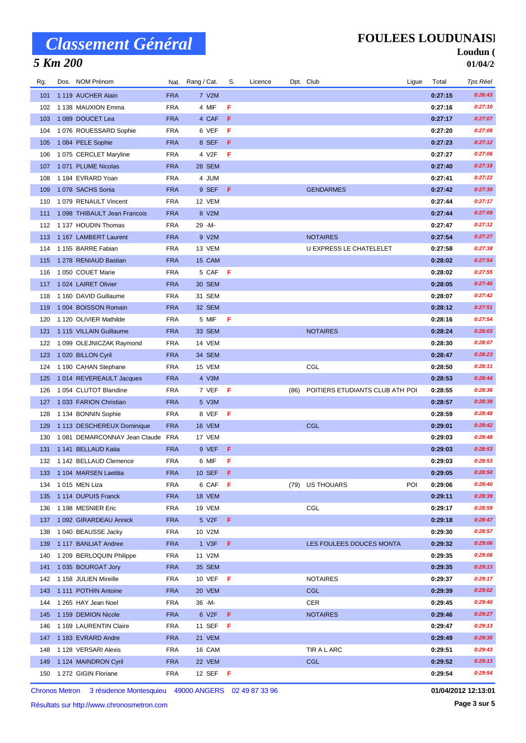# Classement Général

## 5 Km 200

**FOULEES LOUDUNAISI**

**Loudun (**

**01/04/2**

| Rg. | Dos. | NOM Prénom | Nat. | Rang / Cat. | S. | Licence | Dpt. | Club | Ligue | Total | Tps Réel |
|---|---|---|---|---|---|---|---|---|---|---|---|
| 101 | 1 119 | AUCHER Alain | FRA | 7 V2M | | | | | | 0:27:15 | 0:26:43 |
| 102 | 1 138 | MAUXION Emma | FRA | 4 MIF | F | | | | | 0:27:16 | 0:27:10 |
| 103 | 1 089 | DOUCET Lea | FRA | 4 CAF | F | | | | | 0:27:17 | 0:27:07 |
| 104 | 1 076 | ROUESSARD Sophie | FRA | 6 VEF | F | | | | | 0:27:20 | 0:27:08 |
| 105 | 1 084 | PELE Sophie | FRA | 8 SEF | F | | | | | 0:27:23 | 0:27:12 |
| 106 | 1 075 | CERCLET Maryline | FRA | 4 V2F | F | | | | | 0:27:27 | 0:27:06 |
| 107 | 1 071 | PLUME Nicolas | FRA | 28 SEM | | | | | | 0:27:40 | 0:27:18 |
| 108 | 1 184 | EVRARD Yoan | FRA | 4 JUM | | | | | | 0:27:41 | 0:27:22 |
| 109 | 1 078 | SACHS Sonia | FRA | 9 SEF | F | | | GENDARMES | | 0:27:42 | 0:27:30 |
| 110 | 1 079 | RENAULT Vincent | FRA | 12 VEM | | | | | | 0:27:44 | 0:27:17 |
| 111 | 1 098 | THIBAULT Jean Francois | FRA | 8 V2M | | | | | | 0:27:44 | 0:27:09 |
| 112 | 1 137 | HOUDIN Thomas | FRA | 29 -M- | | | | | | 0:27:47 | 0:27:12 |
| 113 | 1 167 | LAMBERT Laurent | FRA | 9 V2M | | | | NOTAIRES | | 0:27:54 | 0:27:27 |
| 114 | 1 155 | BARRE Fabian | FRA | 13 VEM | | | | U EXPRESS LE CHATELELET | | 0:27:58 | 0:27:38 |
| 115 | 1 278 | RENIAUD Bastian | FRA | 15 CAM | | | | | | 0:28:02 | 0:27:54 |
| 116 | 1 050 | COUET Marie | FRA | 5 CAF | F | | | | | 0:28:02 | 0:27:55 |
| 117 | 1 024 | LAIRET Olivier | FRA | 30 SEM | | | | | | 0:28:05 | 0:27:40 |
| 118 | 1 160 | DAVID Guillaume | FRA | 31 SEM | | | | | | 0:28:07 | 0:27:42 |
| 119 | 1 004 | BOISSON Romain | FRA | 32 SEM | | | | | | 0:28:12 | 0:27:51 |
| 120 | 1 120 | OLIVIER Mathilde | FRA | 5 MIF | F | | | | | 0:28:16 | 0:27:54 |
| 121 | 1 115 | VILLAIN Guillaume | FRA | 33 SEM | | | | NOTAIRES | | 0:28:24 | 0:28:03 |
| 122 | 1 099 | OLEJNICZAK Raymond | FRA | 14 VEM | | | | | | 0:28:30 | 0:28:07 |
| 123 | 1 020 | BILLON Cyril | FRA | 34 SEM | | | | | | 0:28:47 | 0:28:23 |
| 124 | 1 190 | CAHAN Stephane | FRA | 15 VEM | | | | CGL | | 0:28:50 | 0:28:11 |
| 125 | 1 014 | REVEREAULT Jacques | FRA | 4 V3M | | | | | | 0:28:53 | 0:28:44 |
| 126 | 1 054 | CLUTOT Blandine | FRA | 7 VEF | F | | (86) | POITIERS ETUDIANTS CLUB ATH | POI | 0:28:55 | 0:28:36 |
| 127 | 1 033 | FARION Christian | FRA | 5 V3M | | | | | | 0:28:57 | 0:28:38 |
| 128 | 1 134 | BONNIN Sophie | FRA | 8 VEF | F | | | | | 0:28:59 | 0:28:48 |
| 129 | 1 113 | DESCHEREUX Dominique | FRA | 16 VEM | | | | CGL | | 0:29:01 | 0:28:42 |
| 130 | 1 081 | DEMARCONNAY Jean Claude | FRA | 17 VEM | | | | | | 0:29:03 | 0:28:48 |
| 131 | 1 141 | BELLAUD Katia | FRA | 9 VEF | F | | | | | 0:29:03 | 0:28:53 |
| 132 | 1 142 | BELLAUD Clemence | FRA | 6 MIF | F | | | | | 0:29:03 | 0:28:53 |
| 133 | 1 104 | MARSEN Laetitia | FRA | 10 SEF | F | | | | | 0:29:05 | 0:28:50 |
| 134 | 1 015 | MEN Liza | FRA | 6 CAF | F | | (79) | US THOUARS | POI | 0:29:06 | 0:28:40 |
| 135 | 1 114 | DUPUIS Franck | FRA | 18 VEM | | | | | | 0:29:11 | 0:28:39 |
| 136 | 1 198 | MESNIER Eric | FRA | 19 VEM | | | | CGL | | 0:29:17 | 0:28:59 |
| 137 | 1 092 | GIRARDEAU Annick | FRA | 5 V2F | F | | | | | 0:29:18 | 0:28:47 |
| 138 | 1 040 | BEAUSSE Jacky | FRA | 10 V2M | | | | | | 0:29:30 | 0:28:57 |
| 139 | 1 117 | BANLIAT Andree | FRA | 1 V3F | F | | | LES FOULEES DOUCES MONTA | | 0:29:32 | 0:29:06 |
| 140 | 1 209 | BERLOQUIN Philippe | FRA | 11 V2M | | | | | | 0:29:35 | 0:29:06 |
| 141 | 1 035 | BOURGAT Jory | FRA | 35 SEM | | | | | | 0:29:35 | 0:29:13 |
| 142 | 1 158 | JULIEN Mireille | FRA | 10 VEF | F | | | NOTAIRES | | 0:29:37 | 0:29:17 |
| 143 | 1 111 | POTHIN Antoine | FRA | 20 VEM | | | | CGL | | 0:29:39 | 0:29:02 |
| 144 | 1 265 | HAY Jean Noel | FRA | 36 -M- | | | | CER | | 0:29:45 | 0:29:40 |
| 145 | 1 159 | DEMION Nicole | FRA | 6 V2F | F | | | NOTAIRES | | 0:29:46 | 0:29:27 |
| 146 | 1 169 | LAURENTIN Claire | FRA | 11 SEF | F | | | | | 0:29:47 | 0:29:13 |
| 147 | 1 183 | EVRARD Andre | FRA | 21 VEM | | | | | | 0:29:49 | 0:29:30 |
| 148 | 1 128 | VERSARI Alexis | FRA | 16 CAM | | | | TIR A L ARC | | 0:29:51 | 0:29:43 |
| 149 | 1 124 | MAINDRON Cyril | FRA | 22 VEM | | | | CGL | | 0:29:52 | 0:29:13 |
| 150 | 1 272 | GIGIN Floriane | FRA | 12 SEF | F | | | | | 0:29:54 | 0:29:54 |

Chronos Metron 3 résidence Montesquieu 49000 ANGERS 02 49 87 33 96 — 01/04/2012 12:13:01

Résultats sur http://www.chronosmetron.com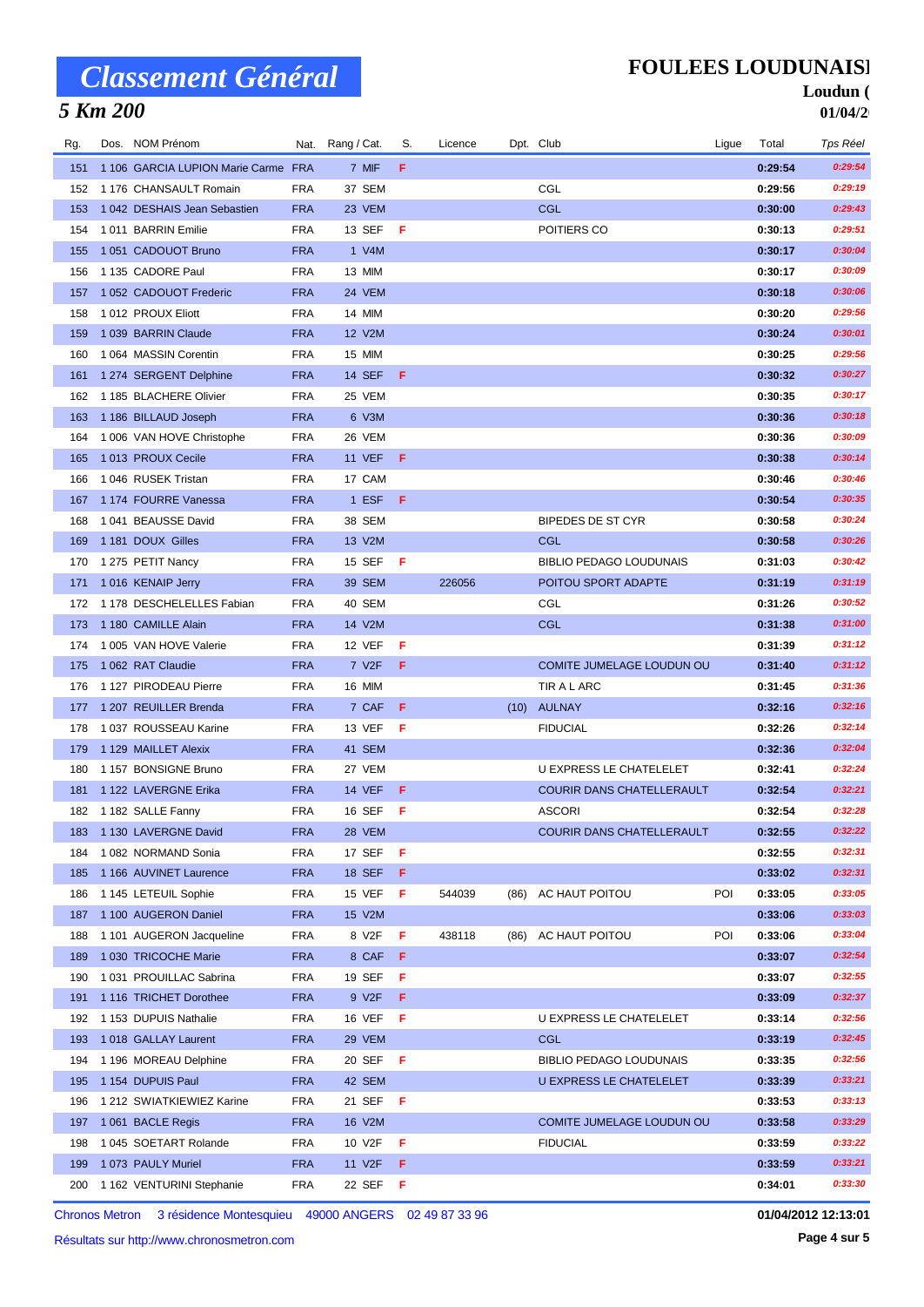# Classement Général

## 5 Km 200

**FOULEES LOUDUNAISI**

**Loudun (**

**01/04/2**

| Rg. | Dos. | NOM Prénom | Nat. | Rang / Cat. | S. | Licence | Dpt. | Club | Ligue | Total | Tps Réel |
|---|---|---|---|---|---|---|---|---|---|---|---|
| 151 | 1 106 | GARCIA LUPION Marie Carme | FRA | 7 MIF | F | | | | | 0:29:54 | 0:29:54 |
| 152 | 1 176 | CHANSAULT Romain | FRA | 37 SEM | | | | CGL | | 0:29:56 | 0:29:19 |
| 153 | 1 042 | DESHAIS Jean Sebastien | FRA | 23 VEM | | | | CGL | | 0:30:00 | 0:29:43 |
| 154 | 1 011 | BARRIN Emilie | FRA | 13 SEF | F | | | POITIERS CO | | 0:30:13 | 0:29:51 |
| 155 | 1 051 | CADOUOT Bruno | FRA | 1 V4M | | | | | | 0:30:17 | 0:30:04 |
| 156 | 1 135 | CADORE Paul | FRA | 13 MIM | | | | | | 0:30:17 | 0:30:09 |
| 157 | 1 052 | CADOUOT Frederic | FRA | 24 VEM | | | | | | 0:30:18 | 0:30:06 |
| 158 | 1 012 | PROUX Eliott | FRA | 14 MIM | | | | | | 0:30:20 | 0:29:56 |
| 159 | 1 039 | BARRIN Claude | FRA | 12 V2M | | | | | | 0:30:24 | 0:30:01 |
| 160 | 1 064 | MASSIN Corentin | FRA | 15 MIM | | | | | | 0:30:25 | 0:29:56 |
| 161 | 1 274 | SERGENT Delphine | FRA | 14 SEF | F | | | | | 0:30:32 | 0:30:27 |
| 162 | 1 185 | BLACHERE Olivier | FRA | 25 VEM | | | | | | 0:30:35 | 0:30:17 |
| 163 | 1 186 | BILLAUD Joseph | FRA | 6 V3M | | | | | | 0:30:36 | 0:30:18 |
| 164 | 1 006 | VAN HOVE Christophe | FRA | 26 VEM | | | | | | 0:30:36 | 0:30:09 |
| 165 | 1 013 | PROUX Cecile | FRA | 11 VEF | F | | | | | 0:30:38 | 0:30:14 |
| 166 | 1 046 | RUSEK Tristan | FRA | 17 CAM | | | | | | 0:30:46 | 0:30:46 |
| 167 | 1 174 | FOURRE Vanessa | FRA | 1 ESF | F | | | | | 0:30:54 | 0:30:35 |
| 168 | 1 041 | BEAUSSE David | FRA | 38 SEM | | | | BIPEDES DE ST CYR | | 0:30:58 | 0:30:24 |
| 169 | 1 181 | DOUX Gilles | FRA | 13 V2M | | | | CGL | | 0:30:58 | 0:30:26 |
| 170 | 1 275 | PETIT Nancy | FRA | 15 SEF | F | | | BIBLIO PEDAGO LOUDUNAIS | | 0:31:03 | 0:30:42 |
| 171 | 1 016 | KENAIP Jerry | FRA | 39 SEM | | 226056 | | POITOU SPORT ADAPTE | | 0:31:19 | 0:31:19 |
| 172 | 1 178 | DESCHELELLES Fabian | FRA | 40 SEM | | | | CGL | | 0:31:26 | 0:30:52 |
| 173 | 1 180 | CAMILLE Alain | FRA | 14 V2M | | | | CGL | | 0:31:38 | 0:31:00 |
| 174 | 1 005 | VAN HOVE Valerie | FRA | 12 VEF | F | | | | | 0:31:39 | 0:31:12 |
| 175 | 1 062 | RAT Claudie | FRA | 7 V2F | F | | | COMITE JUMELAGE LOUDUN OU | | 0:31:40 | 0:31:12 |
| 176 | 1 127 | PIRODEAU Pierre | FRA | 16 MIM | | | | TIR A L ARC | | 0:31:45 | 0:31:36 |
| 177 | 1 207 | REUILLER Brenda | FRA | 7 CAF | F | | (10) | AULNAY | | 0:32:16 | 0:32:16 |
| 178 | 1 037 | ROUSSEAU Karine | FRA | 13 VEF | F | | | FIDUCIAL | | 0:32:26 | 0:32:14 |
| 179 | 1 129 | MAILLET Alexix | FRA | 41 SEM | | | | | | 0:32:36 | 0:32:04 |
| 180 | 1 157 | BONSIGNE Bruno | FRA | 27 VEM | | | | U EXPRESS LE CHATELELET | | 0:32:41 | 0:32:24 |
| 181 | 1 122 | LAVERGNE Erika | FRA | 14 VEF | F | | | COURIR DANS CHATELLERAULT | | 0:32:54 | 0:32:21 |
| 182 | 1 182 | SALLE Fanny | FRA | 16 SEF | F | | | ASCORI | | 0:32:54 | 0:32:28 |
| 183 | 1 130 | LAVERGNE David | FRA | 28 VEM | | | | COURIR DANS CHATELLERAULT | | 0:32:55 | 0:32:22 |
| 184 | 1 082 | NORMAND Sonia | FRA | 17 SEF | F | | | | | 0:32:55 | 0:32:31 |
| 185 | 1 166 | AUVINET Laurence | FRA | 18 SEF | F | | | | | 0:33:02 | 0:32:31 |
| 186 | 1 145 | LETEUIL Sophie | FRA | 15 VEF | F | 544039 | (86) | AC HAUT POITOU | POI | 0:33:05 | 0:33:05 |
| 187 | 1 100 | AUGERON Daniel | FRA | 15 V2M | | | | | | 0:33:06 | 0:33:03 |
| 188 | 1 101 | AUGERON Jacqueline | FRA | 8 V2F | F | 438118 | (86) | AC HAUT POITOU | POI | 0:33:06 | 0:33:04 |
| 189 | 1 030 | TRICOCHE Marie | FRA | 8 CAF | F | | | | | 0:33:07 | 0:32:54 |
| 190 | 1 031 | PROUILLAC Sabrina | FRA | 19 SEF | F | | | | | 0:33:07 | 0:32:55 |
| 191 | 1 116 | TRICHET Dorothee | FRA | 9 V2F | F | | | | | 0:33:09 | 0:32:37 |
| 192 | 1 153 | DUPUIS Nathalie | FRA | 16 VEF | F | | | U EXPRESS LE CHATELELET | | 0:33:14 | 0:32:56 |
| 193 | 1 018 | GALLAY Laurent | FRA | 29 VEM | | | | CGL | | 0:33:19 | 0:32:45 |
| 194 | 1 196 | MOREAU Delphine | FRA | 20 SEF | F | | | BIBLIO PEDAGO LOUDUNAIS | | 0:33:35 | 0:32:56 |
| 195 | 1 154 | DUPUIS Paul | FRA | 42 SEM | | | | U EXPRESS LE CHATELELET | | 0:33:39 | 0:33:21 |
| 196 | 1 212 | SWIATKIEWIEZ Karine | FRA | 21 SEF | F | | | | | 0:33:53 | 0:33:13 |
| 197 | 1 061 | BACLE Regis | FRA | 16 V2M | | | | COMITE JUMELAGE LOUDUN OU | | 0:33:58 | 0:33:29 |
| 198 | 1 045 | SOETART Rolande | FRA | 10 V2F | F | | | FIDUCIAL | | 0:33:59 | 0:33:22 |
| 199 | 1 073 | PAULY Muriel | FRA | 11 V2F | F | | | | | 0:33:59 | 0:33:21 |
| 200 | 1 162 | VENTURINI Stephanie | FRA | 22 SEF | F | | | | | 0:34:01 | 0:33:30 |

Chronos Metron 3 résidence Montesquieu 49000 ANGERS 02 49 87 33 96

Résultats sur http://www.chronosmetron.com

01/04/2012 12:13:01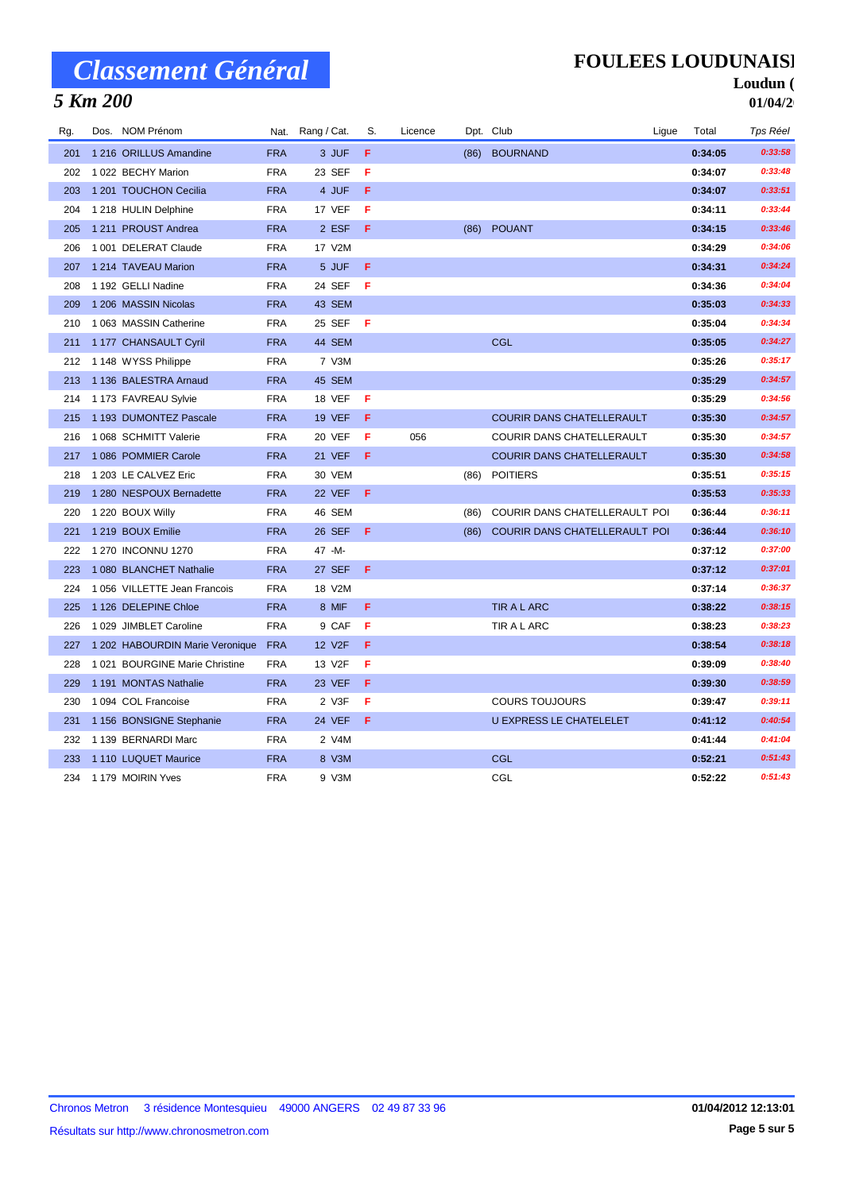# Classement Général

## 5 Km 200

**FOULEES LOUDUNAISI**

**Loudun (**

**01/04/2**

| Rg. | Dos. | NOM Prénom | Nat. | Rang / Cat. | S. | Licence | Dpt. | Club | Ligue | Total | Tps Réel |
|---|---|---|---|---|---|---|---|---|---|---|---|
| 201 | 1 216 | ORILLUS Amandine | FRA | 3 JUF | F | | (86) | BOURNAND | | 0:34:05 | 0:33:58 |
| 202 | 1 022 | BECHY Marion | FRA | 23 SEF | F | | | | | 0:34:07 | 0:33:48 |
| 203 | 1 201 | TOUCHON Cecilia | FRA | 4 JUF | F | | | | | 0:34:07 | 0:33:51 |
| 204 | 1 218 | HULIN Delphine | FRA | 17 VEF | F | | | | | 0:34:11 | 0:33:44 |
| 205 | 1 211 | PROUST Andrea | FRA | 2 ESF | F | | (86) | POUANT | | 0:34:15 | 0:33:46 |
| 206 | 1 001 | DELERAT Claude | FRA | 17 V2M | | | | | | 0:34:29 | 0:34:06 |
| 207 | 1 214 | TAVEAU Marion | FRA | 5 JUF | F | | | | | 0:34:31 | 0:34:24 |
| 208 | 1 192 | GELLI Nadine | FRA | 24 SEF | F | | | | | 0:34:36 | 0:34:04 |
| 209 | 1 206 | MASSIN Nicolas | FRA | 43 SEM | | | | | | 0:35:03 | 0:34:33 |
| 210 | 1 063 | MASSIN Catherine | FRA | 25 SEF | F | | | | | 0:35:04 | 0:34:34 |
| 211 | 1 177 | CHANSAULT Cyril | FRA | 44 SEM | | | | CGL | | 0:35:05 | 0:34:27 |
| 212 | 1 148 | WYSS Philippe | FRA | 7 V3M | | | | | | 0:35:26 | 0:35:17 |
| 213 | 1 136 | BALESTRA Arnaud | FRA | 45 SEM | | | | | | 0:35:29 | 0:34:57 |
| 214 | 1 173 | FAVREAU Sylvie | FRA | 18 VEF | F | | | | | 0:35:29 | 0:34:56 |
| 215 | 1 193 | DUMONTEZ Pascale | FRA | 19 VEF | F | | | COURIR DANS CHATELLERAULT | | 0:35:30 | 0:34:57 |
| 216 | 1 068 | SCHMITT Valerie | FRA | 20 VEF | F | 056 | | COURIR DANS CHATELLERAULT | | 0:35:30 | 0:34:57 |
| 217 | 1 086 | POMMIER Carole | FRA | 21 VEF | F | | | COURIR DANS CHATELLERAULT | | 0:35:30 | 0:34:58 |
| 218 | 1 203 | LE CALVEZ Eric | FRA | 30 VEM | | | (86) | POITIERS | | 0:35:51 | 0:35:15 |
| 219 | 1 280 | NESPOUX Bernadette | FRA | 22 VEF | F | | | | | 0:35:53 | 0:35:33 |
| 220 | 1 220 | BOUX Willy | FRA | 46 SEM | | | (86) | COURIR DANS CHATELLERAULT POI | | 0:36:44 | 0:36:11 |
| 221 | 1 219 | BOUX Emilie | FRA | 26 SEF | F | | (86) | COURIR DANS CHATELLERAULT POI | | 0:36:44 | 0:36:10 |
| 222 | 1 270 | INCONNU 1270 | FRA | 47 -M- | | | | | | 0:37:12 | 0:37:00 |
| 223 | 1 080 | BLANCHET Nathalie | FRA | 27 SEF | F | | | | | 0:37:12 | 0:37:01 |
| 224 | 1 056 | VILLETTE Jean Francois | FRA | 18 V2M | | | | | | 0:37:14 | 0:36:37 |
| 225 | 1 126 | DELEPINE Chloe | FRA | 8 MIF | F | | | TIR A L ARC | | 0:38:22 | 0:38:15 |
| 226 | 1 029 | JIMBLET Caroline | FRA | 9 CAF | F | | | TIR A L ARC | | 0:38:23 | 0:38:23 |
| 227 | 1 202 | HABOURDIN Marie Veronique | FRA | 12 V2F | F | | | | | 0:38:54 | 0:38:18 |
| 228 | 1 021 | BOURGINE Marie Christine | FRA | 13 V2F | F | | | | | 0:39:09 | 0:38:40 |
| 229 | 1 191 | MONTAS Nathalie | FRA | 23 VEF | F | | | | | 0:39:30 | 0:38:59 |
| 230 | 1 094 | COL Francoise | FRA | 2 V3F | F | | | COURS TOUJOURS | | 0:39:47 | 0:39:11 |
| 231 | 1 156 | BONSIGNE Stephanie | FRA | 24 VEF | F | | | U EXPRESS LE CHATELELET | | 0:41:12 | 0:40:54 |
| 232 | 1 139 | BERNARDI Marc | FRA | 2 V4M | | | | | | 0:41:44 | 0:41:04 |
| 233 | 1 110 | LUQUET Maurice | FRA | 8 V3M | | | | CGL | | 0:52:21 | 0:51:43 |
| 234 | 1 179 | MOIRIN Yves | FRA | 9 V3M | | | | CGL | | 0:52:22 | 0:51:43 |

Chronos Metron 3 résidence Montesquieu 49000 ANGERS 02 49 87 33 96

Résultats sur http://www.chronosmetron.com

01/04/2012 12:13:01